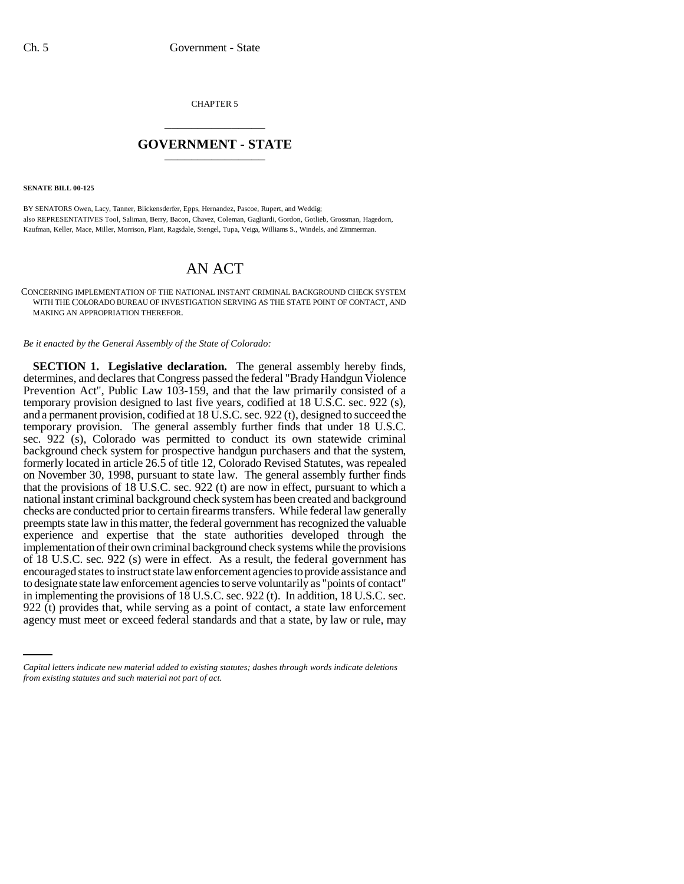CHAPTER 5

# GOVERNMENT - STATE

**SENATE BILL 00-125**

BY SENATORS Owen, Lacy, Tanner, Blickensderfer, Epps, Hernandez, Pascoe, Rupert, and Weddig;
also REPRESENTATIVES Tool, Saliman, Berry, Bacon, Chavez, Coleman, Gagliardi, Gordon, Gotlieb, Grossman, Hagedorn, Kaufman, Keller, Mace, Miller, Morrison, Plant, Ragsdale, Stengel, Tupa, Veiga, Williams S., Windels, and Zimmerman.

## AN ACT

CONCERNING IMPLEMENTATION OF THE NATIONAL INSTANT CRIMINAL BACKGROUND CHECK SYSTEM WITH THE COLORADO BUREAU OF INVESTIGATION SERVING AS THE STATE POINT OF CONTACT, AND MAKING AN APPROPRIATION THEREFOR.

*Be it enacted by the General Assembly of the State of Colorado:*

**SECTION 1. Legislative declaration.** The general assembly hereby finds, determines, and declares that Congress passed the federal "Brady Handgun Violence Prevention Act", Public Law 103-159, and that the law primarily consisted of a temporary provision designed to last five years, codified at 18 U.S.C. sec. 922 (s), and a permanent provision, codified at 18 U.S.C. sec. 922 (t), designed to succeed the temporary provision. The general assembly further finds that under 18 U.S.C. sec. 922 (s), Colorado was permitted to conduct its own statewide criminal background check system for prospective handgun purchasers and that the system, formerly located in article 26.5 of title 12, Colorado Revised Statutes, was repealed on November 30, 1998, pursuant to state law. The general assembly further finds that the provisions of 18 U.S.C. sec. 922 (t) are now in effect, pursuant to which a national instant criminal background check system has been created and background checks are conducted prior to certain firearms transfers. While federal law generally preempts state law in this matter, the federal government has recognized the valuable experience and expertise that the state authorities developed through the implementation of their own criminal background check systems while the provisions of 18 U.S.C. sec. 922 (s) were in effect. As a result, the federal government has encouraged states to instruct state law enforcement agencies to provide assistance and to designate state law enforcement agencies to serve voluntarily as "points of contact" in implementing the provisions of 18 U.S.C. sec. 922 (t). In addition, 18 U.S.C. sec. 922 (t) provides that, while serving as a point of contact, a state law enforcement agency must meet or exceed federal standards and that a state, by law or rule, may

*Capital letters indicate new material added to existing statutes; dashes through words indicate deletions from existing statutes and such material not part of act.*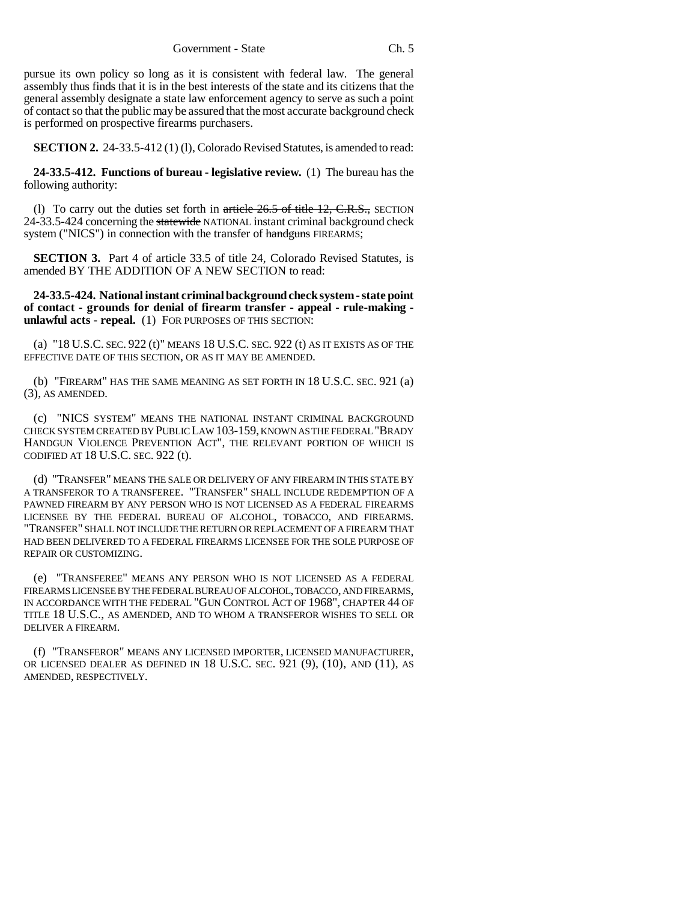pursue its own policy so long as it is consistent with federal law. The general assembly thus finds that it is in the best interests of the state and its citizens that the general assembly designate a state law enforcement agency to serve as such a point of contact so that the public may be assured that the most accurate background check is performed on prospective firearms purchasers.

**SECTION 2.** 24-33.5-412 (1) (l), Colorado Revised Statutes, is amended to read:

**24-33.5-412. Functions of bureau - legislative review.** (1) The bureau has the following authority:

(l) To carry out the duties set forth in ~~article 26.5 of title 12, C.R.S.,~~ SECTION 24-33.5-424 concerning the ~~statewide~~ NATIONAL instant criminal background check system ("NICS") in connection with the transfer of ~~handguns~~ FIREARMS;

**SECTION 3.** Part 4 of article 33.5 of title 24, Colorado Revised Statutes, is amended BY THE ADDITION OF A NEW SECTION to read:

**24-33.5-424. National instant criminal background check system - state point of contact - grounds for denial of firearm transfer - appeal - rule-making - unlawful acts - repeal.** (1) FOR PURPOSES OF THIS SECTION:

(a) "18 U.S.C. SEC. 922 (t)" MEANS 18 U.S.C. SEC. 922 (t) AS IT EXISTS AS OF THE EFFECTIVE DATE OF THIS SECTION, OR AS IT MAY BE AMENDED.

(b) "FIREARM" HAS THE SAME MEANING AS SET FORTH IN 18 U.S.C. SEC. 921 (a) (3), AS AMENDED.

(c) "NICS SYSTEM" MEANS THE NATIONAL INSTANT CRIMINAL BACKGROUND CHECK SYSTEM CREATED BY PUBLIC LAW 103-159, KNOWN AS THE FEDERAL "BRADY HANDGUN VIOLENCE PREVENTION ACT", THE RELEVANT PORTION OF WHICH IS CODIFIED AT 18 U.S.C. SEC. 922 (t).

(d) "TRANSFER" MEANS THE SALE OR DELIVERY OF ANY FIREARM IN THIS STATE BY A TRANSFEROR TO A TRANSFEREE. "TRANSFER" SHALL INCLUDE REDEMPTION OF A PAWNED FIREARM BY ANY PERSON WHO IS NOT LICENSED AS A FEDERAL FIREARMS LICENSEE BY THE FEDERAL BUREAU OF ALCOHOL, TOBACCO, AND FIREARMS. "TRANSFER" SHALL NOT INCLUDE THE RETURN OR REPLACEMENT OF A FIREARM THAT HAD BEEN DELIVERED TO A FEDERAL FIREARMS LICENSEE FOR THE SOLE PURPOSE OF REPAIR OR CUSTOMIZING.

(e) "TRANSFEREE" MEANS ANY PERSON WHO IS NOT LICENSED AS A FEDERAL FIREARMS LICENSEE BY THE FEDERAL BUREAU OF ALCOHOL, TOBACCO, AND FIREARMS, IN ACCORDANCE WITH THE FEDERAL "GUN CONTROL ACT OF 1968", CHAPTER 44 OF TITLE 18 U.S.C., AS AMENDED, AND TO WHOM A TRANSFEROR WISHES TO SELL OR DELIVER A FIREARM.

(f) "TRANSFEROR" MEANS ANY LICENSED IMPORTER, LICENSED MANUFACTURER, OR LICENSED DEALER AS DEFINED IN 18 U.S.C. SEC. 921 (9), (10), AND (11), AS AMENDED, RESPECTIVELY.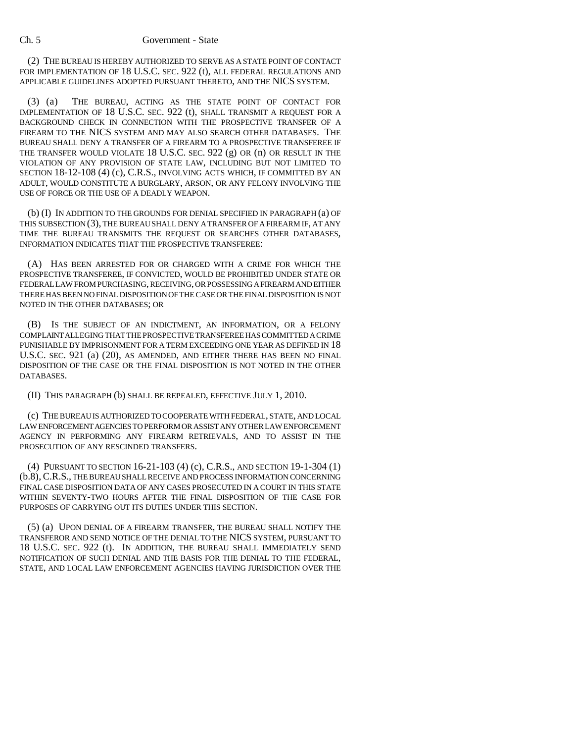(2) THE BUREAU IS HEREBY AUTHORIZED TO SERVE AS A STATE POINT OF CONTACT FOR IMPLEMENTATION OF 18 U.S.C. SEC. 922 (t), ALL FEDERAL REGULATIONS AND APPLICABLE GUIDELINES ADOPTED PURSUANT THERETO, AND THE NICS SYSTEM.

(3) (a) THE BUREAU, ACTING AS THE STATE POINT OF CONTACT FOR IMPLEMENTATION OF 18 U.S.C. SEC. 922 (t), SHALL TRANSMIT A REQUEST FOR A BACKGROUND CHECK IN CONNECTION WITH THE PROSPECTIVE TRANSFER OF A FIREARM TO THE NICS SYSTEM AND MAY ALSO SEARCH OTHER DATABASES. THE BUREAU SHALL DENY A TRANSFER OF A FIREARM TO A PROSPECTIVE TRANSFEREE IF THE TRANSFER WOULD VIOLATE 18 U.S.C. SEC. 922 (g) OR (n) OR RESULT IN THE VIOLATION OF ANY PROVISION OF STATE LAW, INCLUDING BUT NOT LIMITED TO SECTION 18-12-108 (4) (c), C.R.S., INVOLVING ACTS WHICH, IF COMMITTED BY AN ADULT, WOULD CONSTITUTE A BURGLARY, ARSON, OR ANY FELONY INVOLVING THE USE OF FORCE OR THE USE OF A DEADLY WEAPON.

(b) (I) IN ADDITION TO THE GROUNDS FOR DENIAL SPECIFIED IN PARAGRAPH (a) OF THIS SUBSECTION (3), THE BUREAU SHALL DENY A TRANSFER OF A FIREARM IF, AT ANY TIME THE BUREAU TRANSMITS THE REQUEST OR SEARCHES OTHER DATABASES, INFORMATION INDICATES THAT THE PROSPECTIVE TRANSFEREE:

(A) HAS BEEN ARRESTED FOR OR CHARGED WITH A CRIME FOR WHICH THE PROSPECTIVE TRANSFEREE, IF CONVICTED, WOULD BE PROHIBITED UNDER STATE OR FEDERAL LAW FROM PURCHASING, RECEIVING, OR POSSESSING A FIREARM AND EITHER THERE HAS BEEN NO FINAL DISPOSITION OF THE CASE OR THE FINAL DISPOSITION IS NOT NOTED IN THE OTHER DATABASES; OR

(B) IS THE SUBJECT OF AN INDICTMENT, AN INFORMATION, OR A FELONY COMPLAINT ALLEGING THAT THE PROSPECTIVE TRANSFEREE HAS COMMITTED A CRIME PUNISHABLE BY IMPRISONMENT FOR A TERM EXCEEDING ONE YEAR AS DEFINED IN 18 U.S.C. SEC. 921 (a) (20), AS AMENDED, AND EITHER THERE HAS BEEN NO FINAL DISPOSITION OF THE CASE OR THE FINAL DISPOSITION IS NOT NOTED IN THE OTHER DATABASES.

(II) THIS PARAGRAPH (b) SHALL BE REPEALED, EFFECTIVE JULY 1, 2010.

(c) THE BUREAU IS AUTHORIZED TO COOPERATE WITH FEDERAL, STATE, AND LOCAL LAW ENFORCEMENT AGENCIES TO PERFORM OR ASSIST ANY OTHER LAW ENFORCEMENT AGENCY IN PERFORMING ANY FIREARM RETRIEVALS, AND TO ASSIST IN THE PROSECUTION OF ANY RESCINDED TRANSFERS.

(4) PURSUANT TO SECTION 16-21-103 (4) (c), C.R.S., AND SECTION 19-1-304 (1) (b.8), C.R.S., THE BUREAU SHALL RECEIVE AND PROCESS INFORMATION CONCERNING FINAL CASE DISPOSITION DATA OF ANY CASES PROSECUTED IN A COURT IN THIS STATE WITHIN SEVENTY-TWO HOURS AFTER THE FINAL DISPOSITION OF THE CASE FOR PURPOSES OF CARRYING OUT ITS DUTIES UNDER THIS SECTION.

(5) (a) UPON DENIAL OF A FIREARM TRANSFER, THE BUREAU SHALL NOTIFY THE TRANSFEROR AND SEND NOTICE OF THE DENIAL TO THE NICS SYSTEM, PURSUANT TO 18 U.S.C. SEC. 922 (t). IN ADDITION, THE BUREAU SHALL IMMEDIATELY SEND NOTIFICATION OF SUCH DENIAL AND THE BASIS FOR THE DENIAL TO THE FEDERAL, STATE, AND LOCAL LAW ENFORCEMENT AGENCIES HAVING JURISDICTION OVER THE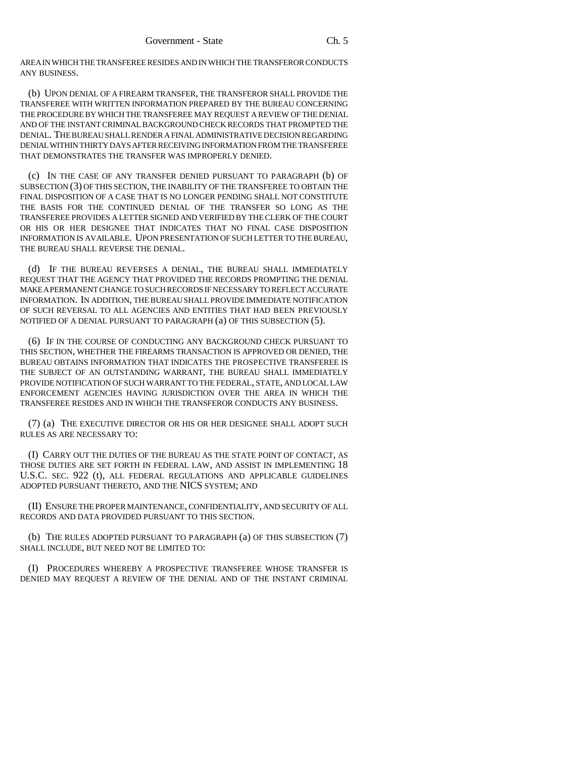AREA IN WHICH THE TRANSFEREE RESIDES AND IN WHICH THE TRANSFEROR CONDUCTS ANY BUSINESS.

(b) UPON DENIAL OF A FIREARM TRANSFER, THE TRANSFEROR SHALL PROVIDE THE TRANSFEREE WITH WRITTEN INFORMATION PREPARED BY THE BUREAU CONCERNING THE PROCEDURE BY WHICH THE TRANSFEREE MAY REQUEST A REVIEW OF THE DENIAL AND OF THE INSTANT CRIMINAL BACKGROUND CHECK RECORDS THAT PROMPTED THE DENIAL. THE BUREAU SHALL RENDER A FINAL ADMINISTRATIVE DECISION REGARDING DENIAL WITHIN THIRTY DAYS AFTER RECEIVING INFORMATION FROM THE TRANSFEREE THAT DEMONSTRATES THE TRANSFER WAS IMPROPERLY DENIED.

(c) IN THE CASE OF ANY TRANSFER DENIED PURSUANT TO PARAGRAPH (b) OF SUBSECTION (3) OF THIS SECTION, THE INABILITY OF THE TRANSFEREE TO OBTAIN THE FINAL DISPOSITION OF A CASE THAT IS NO LONGER PENDING SHALL NOT CONSTITUTE THE BASIS FOR THE CONTINUED DENIAL OF THE TRANSFER SO LONG AS THE TRANSFEREE PROVIDES A LETTER SIGNED AND VERIFIED BY THE CLERK OF THE COURT OR HIS OR HER DESIGNEE THAT INDICATES THAT NO FINAL CASE DISPOSITION INFORMATION IS AVAILABLE. UPON PRESENTATION OF SUCH LETTER TO THE BUREAU, THE BUREAU SHALL REVERSE THE DENIAL.

(d) IF THE BUREAU REVERSES A DENIAL, THE BUREAU SHALL IMMEDIATELY REQUEST THAT THE AGENCY THAT PROVIDED THE RECORDS PROMPTING THE DENIAL MAKE A PERMANENT CHANGE TO SUCH RECORDS IF NECESSARY TO REFLECT ACCURATE INFORMATION. IN ADDITION, THE BUREAU SHALL PROVIDE IMMEDIATE NOTIFICATION OF SUCH REVERSAL TO ALL AGENCIES AND ENTITIES THAT HAD BEEN PREVIOUSLY NOTIFIED OF A DENIAL PURSUANT TO PARAGRAPH (a) OF THIS SUBSECTION (5).

(6) IF IN THE COURSE OF CONDUCTING ANY BACKGROUND CHECK PURSUANT TO THIS SECTION, WHETHER THE FIREARMS TRANSACTION IS APPROVED OR DENIED, THE BUREAU OBTAINS INFORMATION THAT INDICATES THE PROSPECTIVE TRANSFEREE IS THE SUBJECT OF AN OUTSTANDING WARRANT, THE BUREAU SHALL IMMEDIATELY PROVIDE NOTIFICATION OF SUCH WARRANT TO THE FEDERAL, STATE, AND LOCAL LAW ENFORCEMENT AGENCIES HAVING JURISDICTION OVER THE AREA IN WHICH THE TRANSFEREE RESIDES AND IN WHICH THE TRANSFEROR CONDUCTS ANY BUSINESS.

(7) (a) THE EXECUTIVE DIRECTOR OR HIS OR HER DESIGNEE SHALL ADOPT SUCH RULES AS ARE NECESSARY TO:

(I) CARRY OUT THE DUTIES OF THE BUREAU AS THE STATE POINT OF CONTACT, AS THOSE DUTIES ARE SET FORTH IN FEDERAL LAW, AND ASSIST IN IMPLEMENTING 18 U.S.C. SEC. 922 (t), ALL FEDERAL REGULATIONS AND APPLICABLE GUIDELINES ADOPTED PURSUANT THERETO, AND THE NICS SYSTEM; AND

(II) ENSURE THE PROPER MAINTENANCE, CONFIDENTIALITY, AND SECURITY OF ALL RECORDS AND DATA PROVIDED PURSUANT TO THIS SECTION.

(b) THE RULES ADOPTED PURSUANT TO PARAGRAPH (a) OF THIS SUBSECTION (7) SHALL INCLUDE, BUT NEED NOT BE LIMITED TO:

(I) PROCEDURES WHEREBY A PROSPECTIVE TRANSFEREE WHOSE TRANSFER IS DENIED MAY REQUEST A REVIEW OF THE DENIAL AND OF THE INSTANT CRIMINAL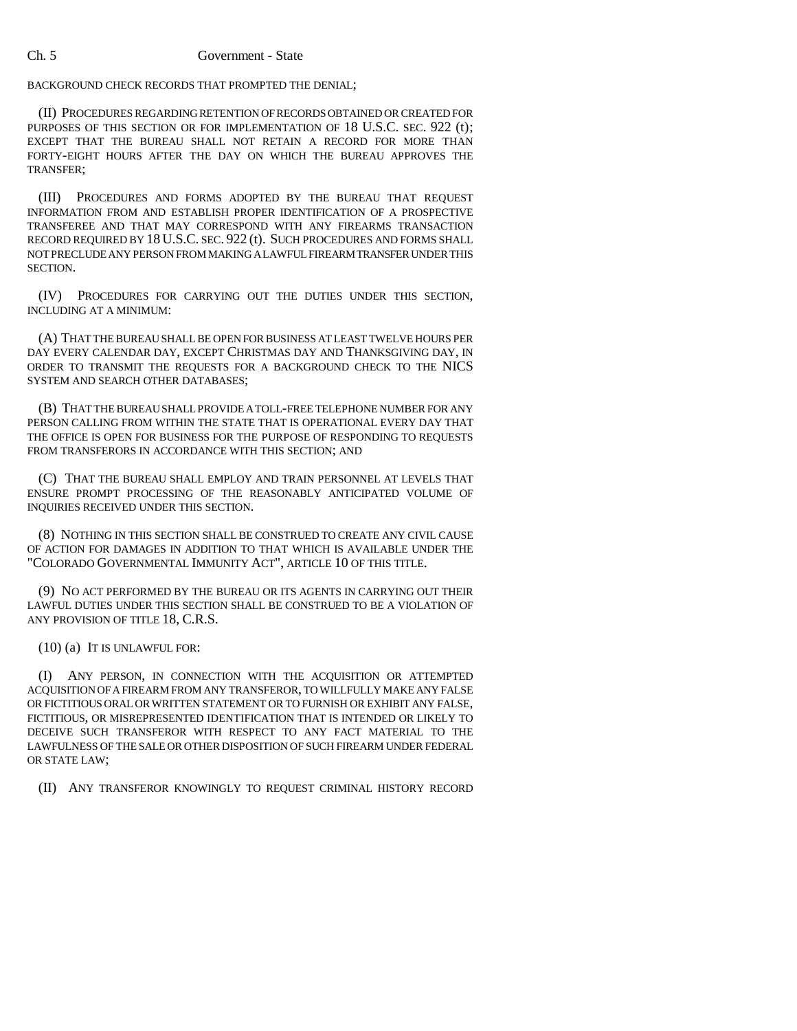BACKGROUND CHECK RECORDS THAT PROMPTED THE DENIAL;

(II) PROCEDURES REGARDING RETENTION OF RECORDS OBTAINED OR CREATED FOR PURPOSES OF THIS SECTION OR FOR IMPLEMENTATION OF 18 U.S.C. SEC. 922 (t); EXCEPT THAT THE BUREAU SHALL NOT RETAIN A RECORD FOR MORE THAN FORTY-EIGHT HOURS AFTER THE DAY ON WHICH THE BUREAU APPROVES THE TRANSFER;

(III) PROCEDURES AND FORMS ADOPTED BY THE BUREAU THAT REQUEST INFORMATION FROM AND ESTABLISH PROPER IDENTIFICATION OF A PROSPECTIVE TRANSFEREE AND THAT MAY CORRESPOND WITH ANY FIREARMS TRANSACTION RECORD REQUIRED BY 18 U.S.C. SEC. 922 (t). SUCH PROCEDURES AND FORMS SHALL NOT PRECLUDE ANY PERSON FROM MAKING A LAWFUL FIREARM TRANSFER UNDER THIS SECTION.

(IV) PROCEDURES FOR CARRYING OUT THE DUTIES UNDER THIS SECTION, INCLUDING AT A MINIMUM:

(A) THAT THE BUREAU SHALL BE OPEN FOR BUSINESS AT LEAST TWELVE HOURS PER DAY EVERY CALENDAR DAY, EXCEPT CHRISTMAS DAY AND THANKSGIVING DAY, IN ORDER TO TRANSMIT THE REQUESTS FOR A BACKGROUND CHECK TO THE NICS SYSTEM AND SEARCH OTHER DATABASES;

(B) THAT THE BUREAU SHALL PROVIDE A TOLL-FREE TELEPHONE NUMBER FOR ANY PERSON CALLING FROM WITHIN THE STATE THAT IS OPERATIONAL EVERY DAY THAT THE OFFICE IS OPEN FOR BUSINESS FOR THE PURPOSE OF RESPONDING TO REQUESTS FROM TRANSFERORS IN ACCORDANCE WITH THIS SECTION; AND

(C) THAT THE BUREAU SHALL EMPLOY AND TRAIN PERSONNEL AT LEVELS THAT ENSURE PROMPT PROCESSING OF THE REASONABLY ANTICIPATED VOLUME OF INQUIRIES RECEIVED UNDER THIS SECTION.

(8) NOTHING IN THIS SECTION SHALL BE CONSTRUED TO CREATE ANY CIVIL CAUSE OF ACTION FOR DAMAGES IN ADDITION TO THAT WHICH IS AVAILABLE UNDER THE "COLORADO GOVERNMENTAL IMMUNITY ACT", ARTICLE 10 OF THIS TITLE.

(9) NO ACT PERFORMED BY THE BUREAU OR ITS AGENTS IN CARRYING OUT THEIR LAWFUL DUTIES UNDER THIS SECTION SHALL BE CONSTRUED TO BE A VIOLATION OF ANY PROVISION OF TITLE 18, C.R.S.

(10) (a) IT IS UNLAWFUL FOR:

(I) ANY PERSON, IN CONNECTION WITH THE ACQUISITION OR ATTEMPTED ACQUISITION OF A FIREARM FROM ANY TRANSFEROR, TO WILLFULLY MAKE ANY FALSE OR FICTITIOUS ORAL OR WRITTEN STATEMENT OR TO FURNISH OR EXHIBIT ANY FALSE, FICTITIOUS, OR MISREPRESENTED IDENTIFICATION THAT IS INTENDED OR LIKELY TO DECEIVE SUCH TRANSFEROR WITH RESPECT TO ANY FACT MATERIAL TO THE LAWFULNESS OF THE SALE OR OTHER DISPOSITION OF SUCH FIREARM UNDER FEDERAL OR STATE LAW;

(II) ANY TRANSFEROR KNOWINGLY TO REQUEST CRIMINAL HISTORY RECORD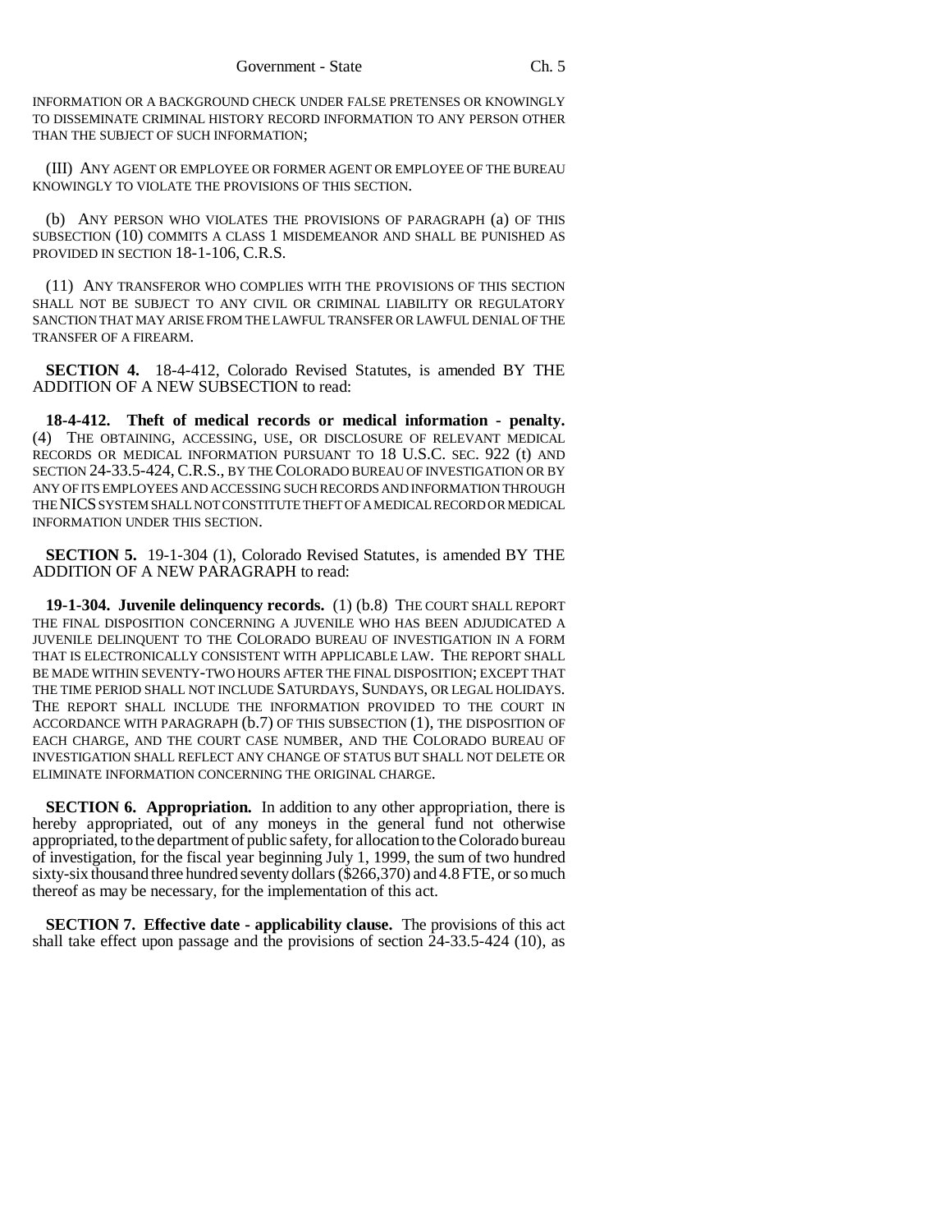INFORMATION OR A BACKGROUND CHECK UNDER FALSE PRETENSES OR KNOWINGLY TO DISSEMINATE CRIMINAL HISTORY RECORD INFORMATION TO ANY PERSON OTHER THAN THE SUBJECT OF SUCH INFORMATION;

(III) ANY AGENT OR EMPLOYEE OR FORMER AGENT OR EMPLOYEE OF THE BUREAU KNOWINGLY TO VIOLATE THE PROVISIONS OF THIS SECTION.

(b) ANY PERSON WHO VIOLATES THE PROVISIONS OF PARAGRAPH (a) OF THIS SUBSECTION (10) COMMITS A CLASS 1 MISDEMEANOR AND SHALL BE PUNISHED AS PROVIDED IN SECTION 18-1-106, C.R.S.

(11) ANY TRANSFEROR WHO COMPLIES WITH THE PROVISIONS OF THIS SECTION SHALL NOT BE SUBJECT TO ANY CIVIL OR CRIMINAL LIABILITY OR REGULATORY SANCTION THAT MAY ARISE FROM THE LAWFUL TRANSFER OR LAWFUL DENIAL OF THE TRANSFER OF A FIREARM.

**SECTION 4.** 18-4-412, Colorado Revised Statutes, is amended BY THE ADDITION OF A NEW SUBSECTION to read:

**18-4-412. Theft of medical records or medical information - penalty.** (4) THE OBTAINING, ACCESSING, USE, OR DISCLOSURE OF RELEVANT MEDICAL RECORDS OR MEDICAL INFORMATION PURSUANT TO 18 U.S.C. SEC. 922 (t) AND SECTION 24-33.5-424, C.R.S., BY THE COLORADO BUREAU OF INVESTIGATION OR BY ANY OF ITS EMPLOYEES AND ACCESSING SUCH RECORDS AND INFORMATION THROUGH THE NICS SYSTEM SHALL NOT CONSTITUTE THEFT OF A MEDICAL RECORD OR MEDICAL INFORMATION UNDER THIS SECTION.

**SECTION 5.** 19-1-304 (1), Colorado Revised Statutes, is amended BY THE ADDITION OF A NEW PARAGRAPH to read:

**19-1-304. Juvenile delinquency records.** (1) (b.8) THE COURT SHALL REPORT THE FINAL DISPOSITION CONCERNING A JUVENILE WHO HAS BEEN ADJUDICATED A JUVENILE DELINQUENT TO THE COLORADO BUREAU OF INVESTIGATION IN A FORM THAT IS ELECTRONICALLY CONSISTENT WITH APPLICABLE LAW. THE REPORT SHALL BE MADE WITHIN SEVENTY-TWO HOURS AFTER THE FINAL DISPOSITION; EXCEPT THAT THE TIME PERIOD SHALL NOT INCLUDE SATURDAYS, SUNDAYS, OR LEGAL HOLIDAYS. THE REPORT SHALL INCLUDE THE INFORMATION PROVIDED TO THE COURT IN ACCORDANCE WITH PARAGRAPH (b.7) OF THIS SUBSECTION (1), THE DISPOSITION OF EACH CHARGE, AND THE COURT CASE NUMBER, AND THE COLORADO BUREAU OF INVESTIGATION SHALL REFLECT ANY CHANGE OF STATUS BUT SHALL NOT DELETE OR ELIMINATE INFORMATION CONCERNING THE ORIGINAL CHARGE.

**SECTION 6. Appropriation.** In addition to any other appropriation, there is hereby appropriated, out of any moneys in the general fund not otherwise appropriated, to the department of public safety, for allocation to the Colorado bureau of investigation, for the fiscal year beginning July 1, 1999, the sum of two hundred sixty-six thousand three hundred seventy dollars ($266,370) and 4.8 FTE, or so much thereof as may be necessary, for the implementation of this act.

**SECTION 7. Effective date - applicability clause.** The provisions of this act shall take effect upon passage and the provisions of section 24-33.5-424 (10), as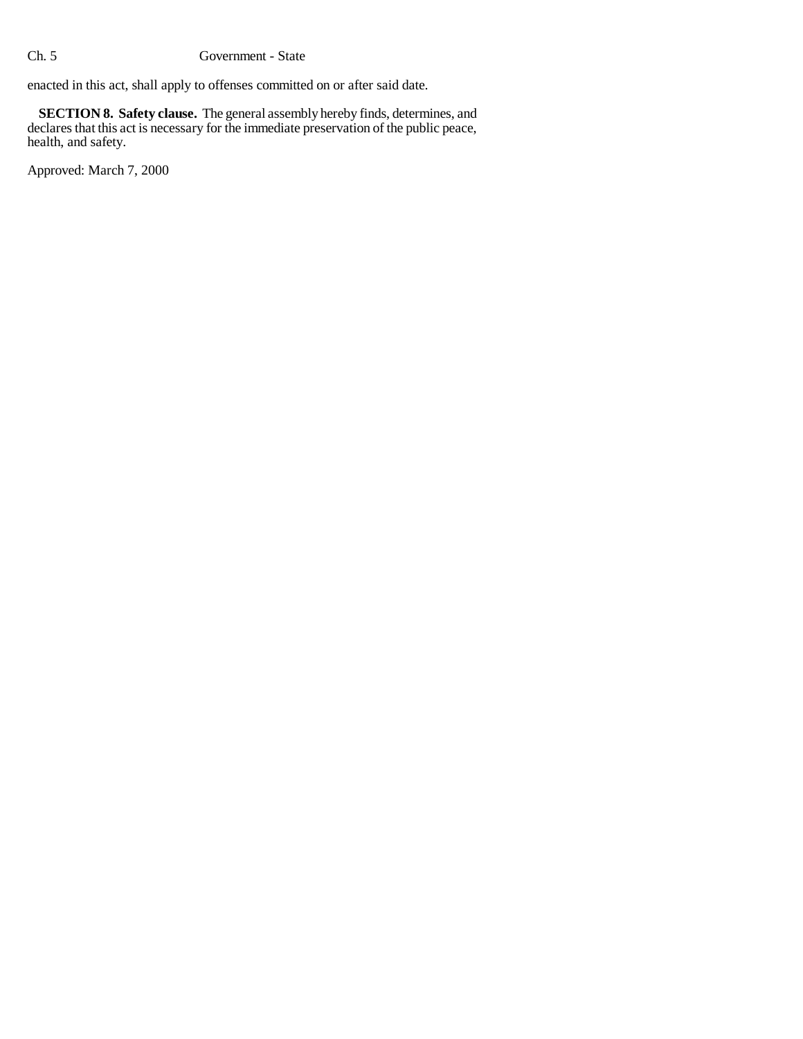enacted in this act, shall apply to offenses committed on or after said date.

**SECTION 8. Safety clause.** The general assembly hereby finds, determines, and declares that this act is necessary for the immediate preservation of the public peace, health, and safety.

Approved: March 7, 2000